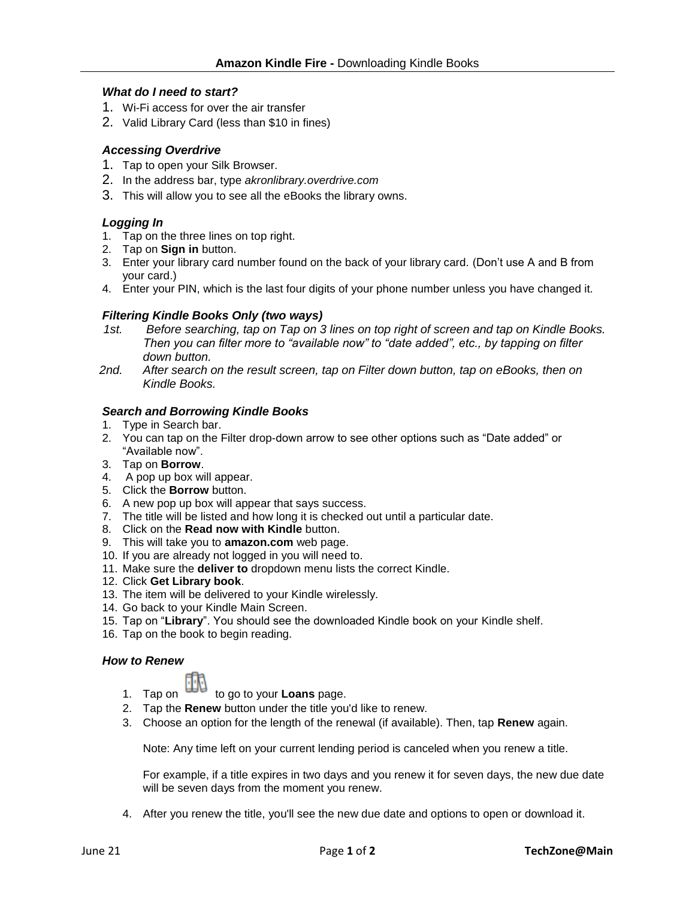# **Amazon Kindle Fire -** Downloading Kindle Books

### *What do I need to start?*

1. Wi-Fi access for over the air transfer
2. Valid Library Card (less than $10 in fines)

### *Accessing Overdrive*

1. Tap to open your Silk Browser.
2. In the address bar, type *akronlibrary.overdrive.com*
3. This will allow you to see all the eBooks the library owns.

### *Logging In*

1. Tap on the three lines on top right.
2. Tap on **Sign in** button.
3. Enter your library card number found on the back of your library card. (Don't use A and B from your card.)
4. Enter your PIN, which is the last four digits of your phone number unless you have changed it.

### *Filtering Kindle Books Only (two ways)*

*1st. Before searching, tap on Tap on 3 lines on top right of screen and tap on Kindle Books. Then you can filter more to "available now" to "date added", etc., by tapping on filter down button.*

*2nd. After search on the result screen, tap on Filter down button, tap on eBooks, then on Kindle Books.*

### *Search and Borrowing Kindle Books*

1. Type in Search bar.
2. You can tap on the Filter drop-down arrow to see other options such as "Date added" or "Available now".
3. Tap on **Borrow**.
4. A pop up box will appear.
5. Click the **Borrow** button.
6. A new pop up box will appear that says success.
7. The title will be listed and how long it is checked out until a particular date.
8. Click on the **Read now with Kindle** button.
9. This will take you to **amazon.com** web page.
10. If you are already not logged in you will need to.
11. Make sure the **deliver to** dropdown menu lists the correct Kindle.
12. Click **Get Library book**.
13. The item will be delivered to your Kindle wirelessly.
14. Go back to your Kindle Main Screen.
15. Tap on "**Library**". You should see the downloaded Kindle book on your Kindle shelf.
16. Tap on the book to begin reading.

### *How to Renew*

1. Tap on to go to your **Loans** page.
2. Tap the **Renew** button under the title you'd like to renew.
3. Choose an option for the length of the renewal (if available). Then, tap **Renew** again.

   Note: Any time left on your current lending period is canceled when you renew a title.

   For example, if a title expires in two days and you renew it for seven days, the new due date will be seven days from the moment you renew.

4. After you renew the title, you'll see the new due date and options to open or download it.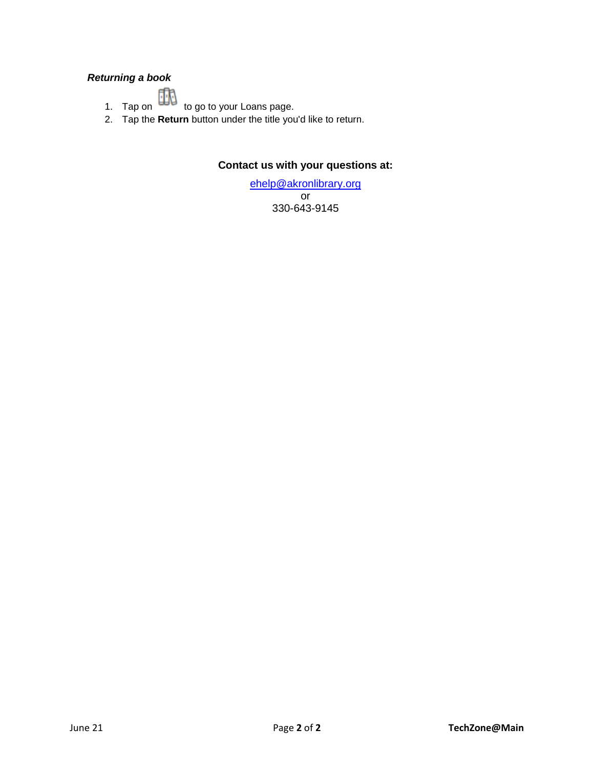***Returning a book***

1. Tap on to go to your Loans page.
2. Tap the **Return** button under the title you'd like to return.

**Contact us with your questions at:**

ehelp@akronlibrary.org
or
330-643-9145